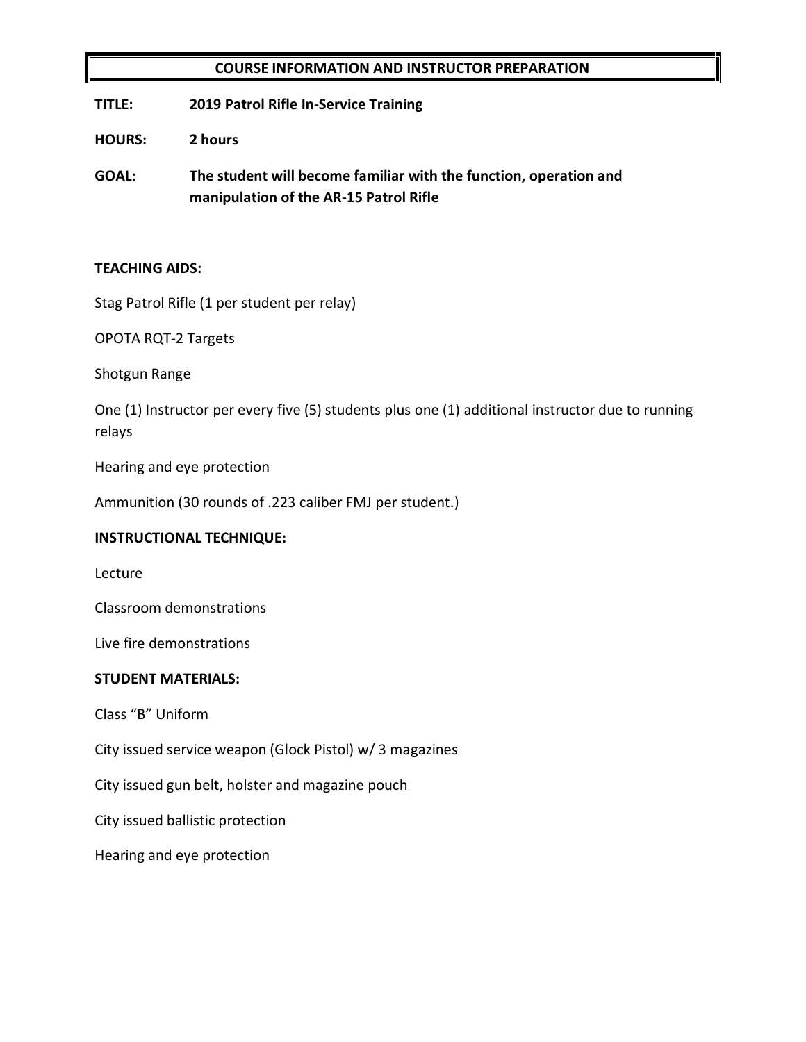# COURSE INFORMATION AND INSTRUCTOR PREPARATION

**TITLE:** **2019 Patrol Rifle In-Service Training**

**HOURS:** **2 hours**

**GOAL:** **The student will become familiar with the function, operation and manipulation of the AR-15 Patrol Rifle**

**TEACHING AIDS:**

Stag Patrol Rifle (1 per student per relay)

OPOTA RQT-2 Targets

Shotgun Range

One (1) Instructor per every five (5) students plus one (1) additional instructor due to running relays

Hearing and eye protection

Ammunition (30 rounds of .223 caliber FMJ per student.)

**INSTRUCTIONAL TECHNIQUE:**

Lecture

Classroom demonstrations

Live fire demonstrations

**STUDENT MATERIALS:**

Class "B" Uniform

City issued service weapon (Glock Pistol) w/ 3 magazines

City issued gun belt, holster and magazine pouch

City issued ballistic protection

Hearing and eye protection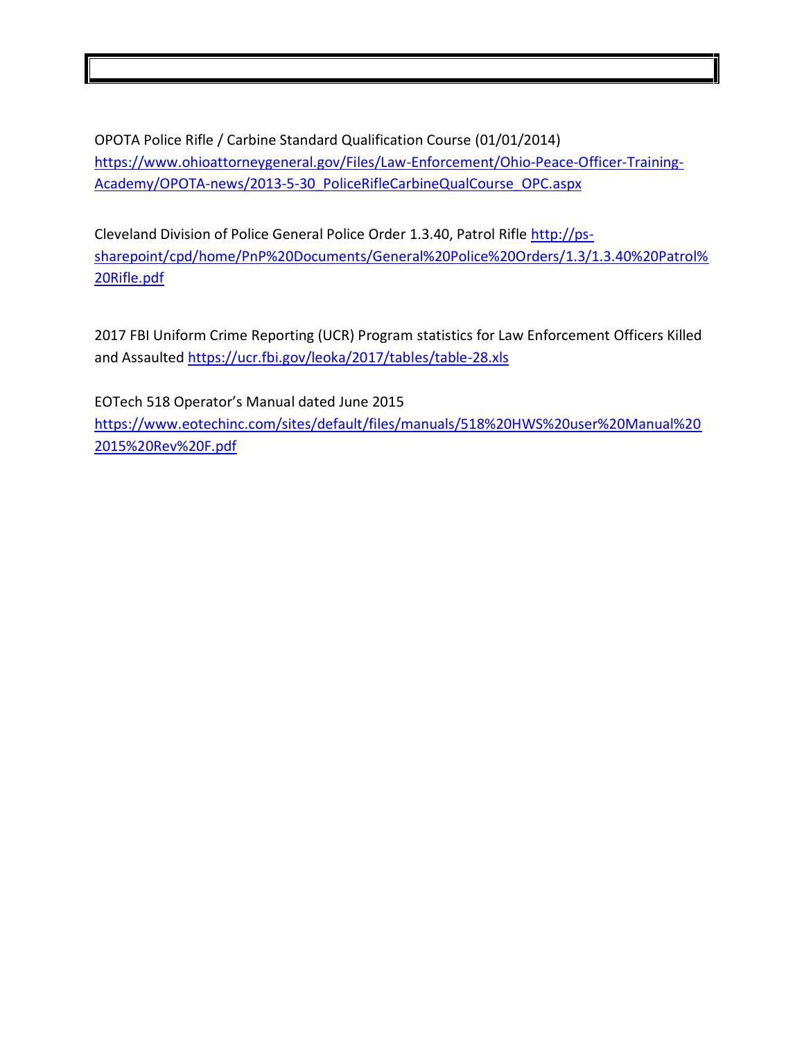OPOTA Police Rifle / Carbine Standard Qualification Course (01/01/2014) https://www.ohioattorneygeneral.gov/Files/Law-Enforcement/Ohio-Peace-Officer-Training-Academy/OPOTA-news/2013-5-30_PoliceRifleCarbineQualCourse_OPC.aspx

Cleveland Division of Police General Police Order 1.3.40, Patrol Rifle http://ps-sharepoint/cpd/home/PnP%20Documents/General%20Police%20Orders/1.3/1.3.40%20Patrol%20Rifle.pdf

2017 FBI Uniform Crime Reporting (UCR) Program statistics for Law Enforcement Officers Killed and Assaulted https://ucr.fbi.gov/leoka/2017/tables/table-28.xls

EOTech 518 Operator's Manual dated June 2015 https://www.eotechinc.com/sites/default/files/manuals/518%20HWS%20user%20Manual%202015%20Rev%20F.pdf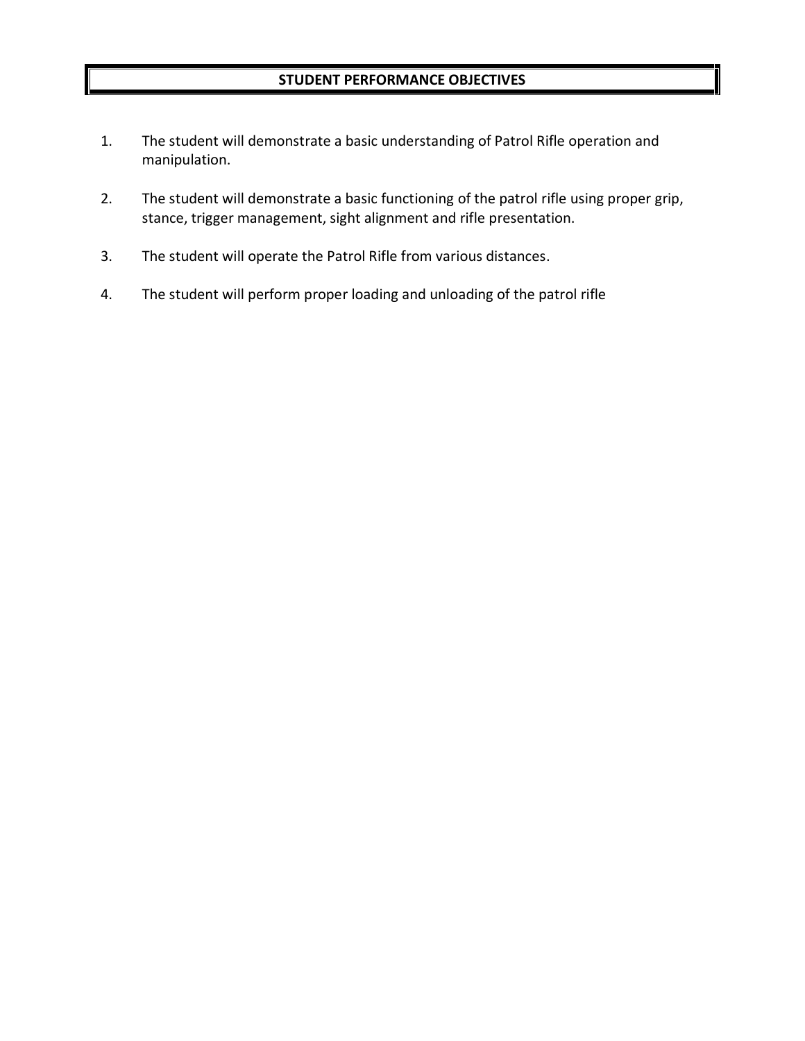## STUDENT PERFORMANCE OBJECTIVES

1. The student will demonstrate a basic understanding of Patrol Rifle operation and manipulation.

2. The student will demonstrate a basic functioning of the patrol rifle using proper grip, stance, trigger management, sight alignment and rifle presentation.

3. The student will operate the Patrol Rifle from various distances.

4. The student will perform proper loading and unloading of the patrol rifle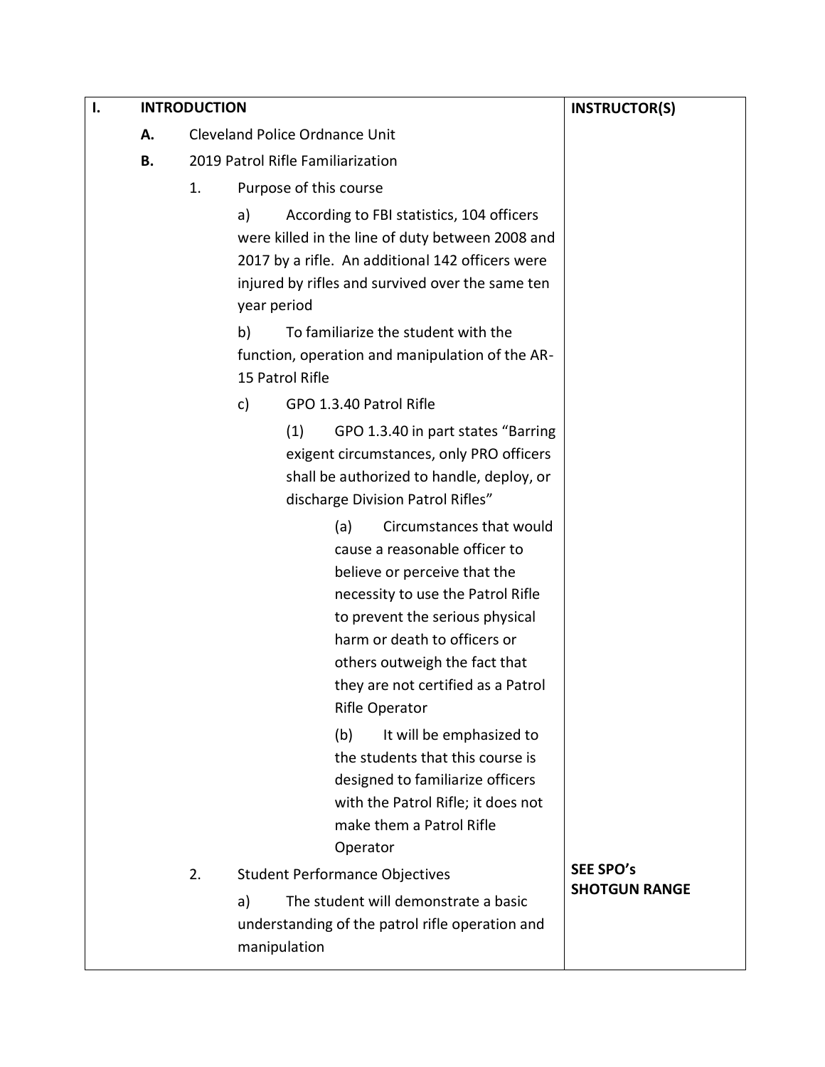| I. INTRODUCTION | INSTRUCTOR(S) |
|---|---|
| **A.** Cleveland Police Ordnance Unit<br><br>**B.** 2019 Patrol Rifle Familiarization<br><br>1. Purpose of this course<br><br>a) According to FBI statistics, 104 officers were killed in the line of duty between 2008 and 2017 by a rifle. An additional 142 officers were injured by rifles and survived over the same ten year period<br><br>b) To familiarize the student with the function, operation and manipulation of the AR-15 Patrol Rifle<br><br>c) GPO 1.3.40 Patrol Rifle<br><br>(1) GPO 1.3.40 in part states "Barring exigent circumstances, only PRO officers shall be authorized to handle, deploy, or discharge Division Patrol Rifles"<br><br>(a) Circumstances that would cause a reasonable officer to believe or perceive that the necessity to use the Patrol Rifle to prevent the serious physical harm or death to officers or others outweigh the fact that they are not certified as a Patrol Rifle Operator<br><br>(b) It will be emphasized to the students that this course is designed to familiarize officers with the Patrol Rifle; it does not make them a Patrol Rifle Operator | |
| 2. Student Performance Objectives<br><br>a) The student will demonstrate a basic understanding of the patrol rifle operation and manipulation | **SEE SPO's**<br>**SHOTGUN RANGE** |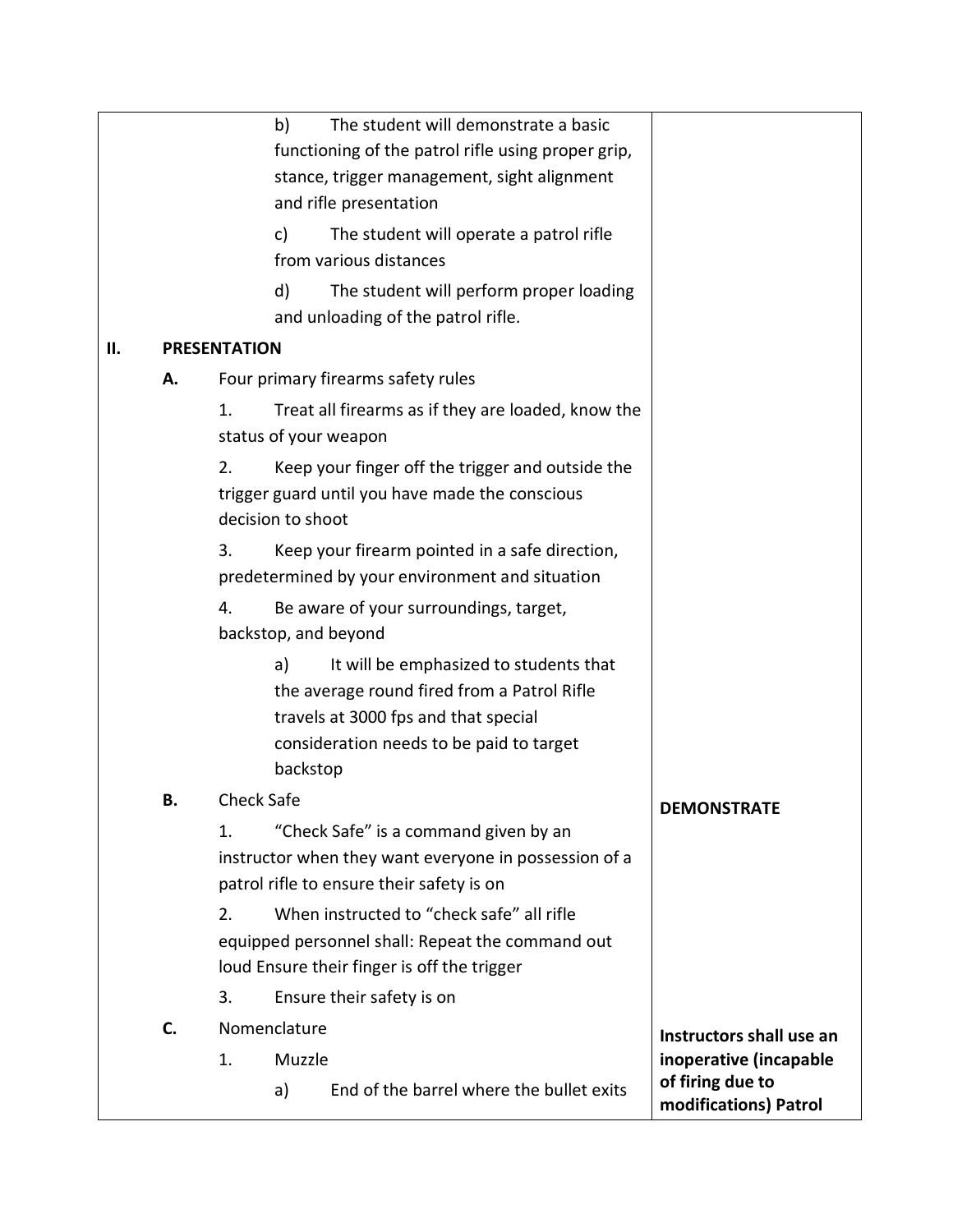| | |
|---|---|
| b) The student will demonstrate a basic functioning of the patrol rifle using proper grip, stance, trigger management, sight alignment and rifle presentation | |
| c) The student will operate a patrol rifle from various distances | |
| d) The student will perform proper loading and unloading of the patrol rifle. | |
| **II. PRESENTATION** | |
| **A.** Four primary firearms safety rules | |
| 1. Treat all firearms as if they are loaded, know the status of your weapon | |
| 2. Keep your finger off the trigger and outside the trigger guard until you have made the conscious decision to shoot | |
| 3. Keep your firearm pointed in a safe direction, predetermined by your environment and situation | |
| 4. Be aware of your surroundings, target, backstop, and beyond | |
| a) It will be emphasized to students that the average round fired from a Patrol Rifle travels at 3000 fps and that special consideration needs to be paid to target backstop | |
| **B.** Check Safe | **DEMONSTRATE** |
| 1. "Check Safe" is a command given by an instructor when they want everyone in possession of a patrol rifle to ensure their safety is on | |
| 2. When instructed to "check safe" all rifle equipped personnel shall: Repeat the command out loud Ensure their finger is off the trigger | |
| 3. Ensure their safety is on | |
| **C.** Nomenclature | **Instructors shall use an inoperative (incapable of firing due to modifications) Patrol** |
| 1. Muzzle | |
| a) End of the barrel where the bullet exits | |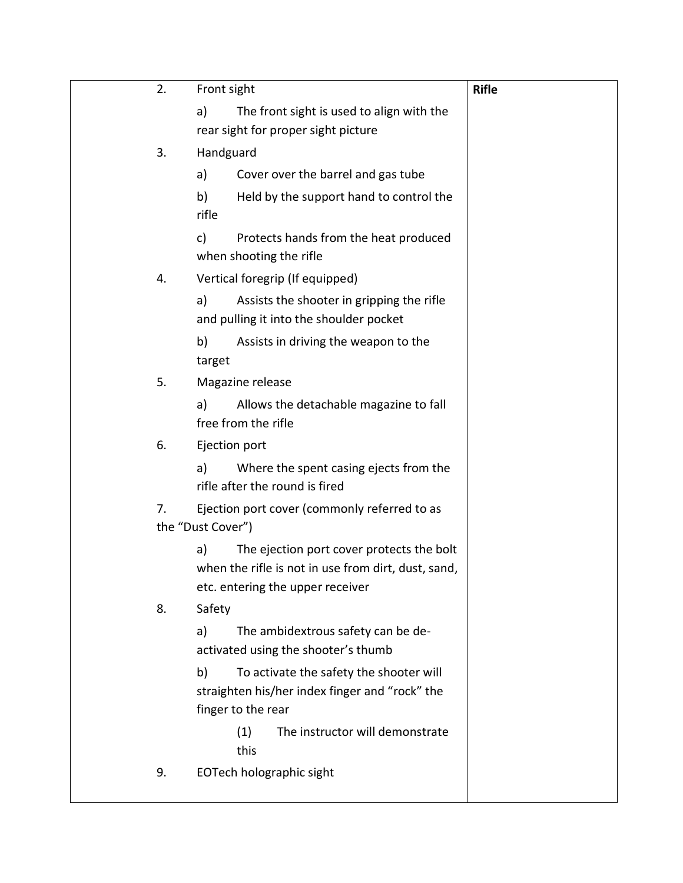| | |
|---|---|
| 2. Front sight<br><br>a) The front sight is used to align with the rear sight for proper sight picture<br><br>3. Handguard<br><br>a) Cover over the barrel and gas tube<br><br>b) Held by the support hand to control the rifle<br><br>c) Protects hands from the heat produced when shooting the rifle<br><br>4. Vertical foregrip (If equipped)<br><br>a) Assists the shooter in gripping the rifle and pulling it into the shoulder pocket<br><br>b) Assists in driving the weapon to the target<br><br>5. Magazine release<br><br>a) Allows the detachable magazine to fall free from the rifle<br><br>6. Ejection port<br><br>a) Where the spent casing ejects from the rifle after the round is fired<br><br>7. Ejection port cover (commonly referred to as the "Dust Cover")<br><br>a) The ejection port cover protects the bolt when the rifle is not in use from dirt, dust, sand, etc. entering the upper receiver<br><br>8. Safety<br><br>a) The ambidextrous safety can be de-activated using the shooter's thumb<br><br>b) To activate the safety the shooter will straighten his/her index finger and "rock" the finger to the rear<br><br>(1) The instructor will demonstrate this<br><br>9. EOTech holographic sight | **Rifle** |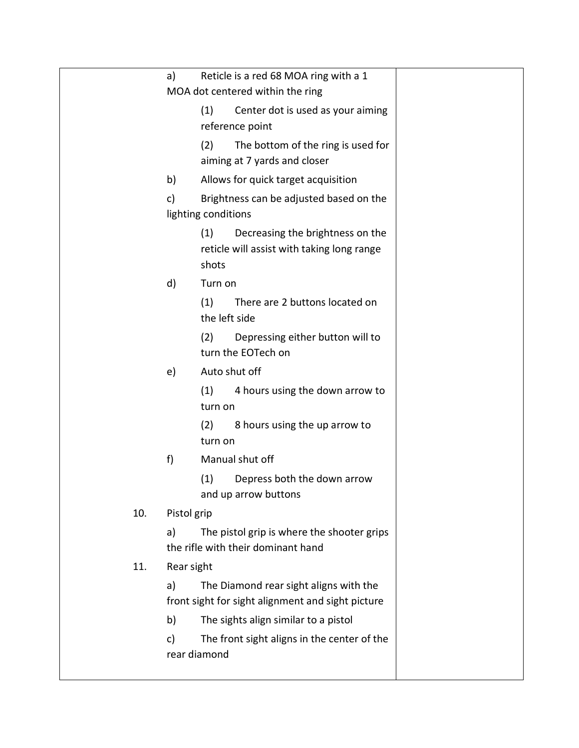a) Reticle is a red 68 MOA ring with a 1 MOA dot centered within the ring

(1) Center dot is used as your aiming reference point

(2) The bottom of the ring is used for aiming at 7 yards and closer

b) Allows for quick target acquisition

c) Brightness can be adjusted based on the lighting conditions

(1) Decreasing the brightness on the reticle will assist with taking long range shots

d) Turn on

(1) There are 2 buttons located on the left side

(2) Depressing either button will to turn the EOTech on

e) Auto shut off

(1) 4 hours using the down arrow to turn on

(2) 8 hours using the up arrow to turn on

f) Manual shut off

(1) Depress both the down arrow and up arrow buttons

10. Pistol grip

a) The pistol grip is where the shooter grips the rifle with their dominant hand

11. Rear sight

a) The Diamond rear sight aligns with the front sight for sight alignment and sight picture

b) The sights align similar to a pistol

c) The front sight aligns in the center of the rear diamond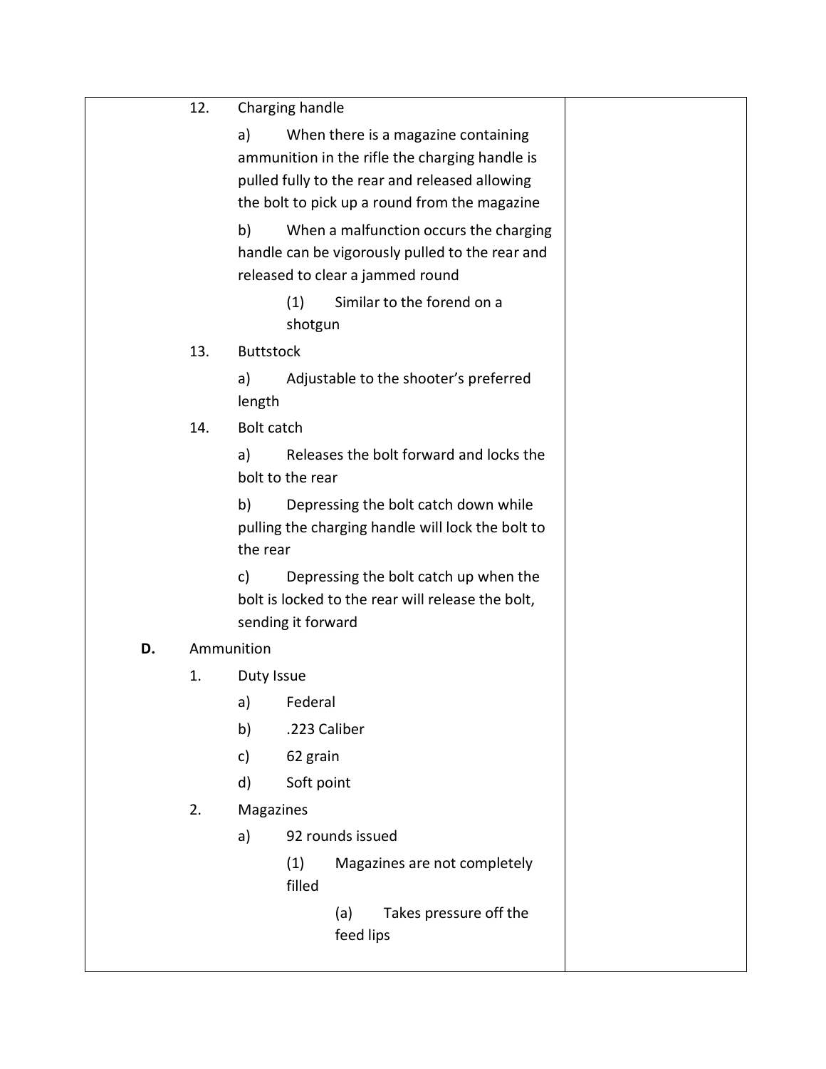12. Charging handle

    a) When there is a magazine containing ammunition in the rifle the charging handle is pulled fully to the rear and released allowing the bolt to pick up a round from the magazine

    b) When a malfunction occurs the charging handle can be vigorously pulled to the rear and released to clear a jammed round

        (1) Similar to the forend on a shotgun

13. Buttstock

    a) Adjustable to the shooter's preferred length

14. Bolt catch

    a) Releases the bolt forward and locks the bolt to the rear

    b) Depressing the bolt catch down while pulling the charging handle will lock the bolt to the rear

    c) Depressing the bolt catch up when the bolt is locked to the rear will release the bolt, sending it forward

**D.** Ammunition

1. Duty Issue

    a) Federal

    b) .223 Caliber

    c) 62 grain

    d) Soft point

2. Magazines

    a) 92 rounds issued

        (1) Magazines are not completely filled

            (a) Takes pressure off the feed lips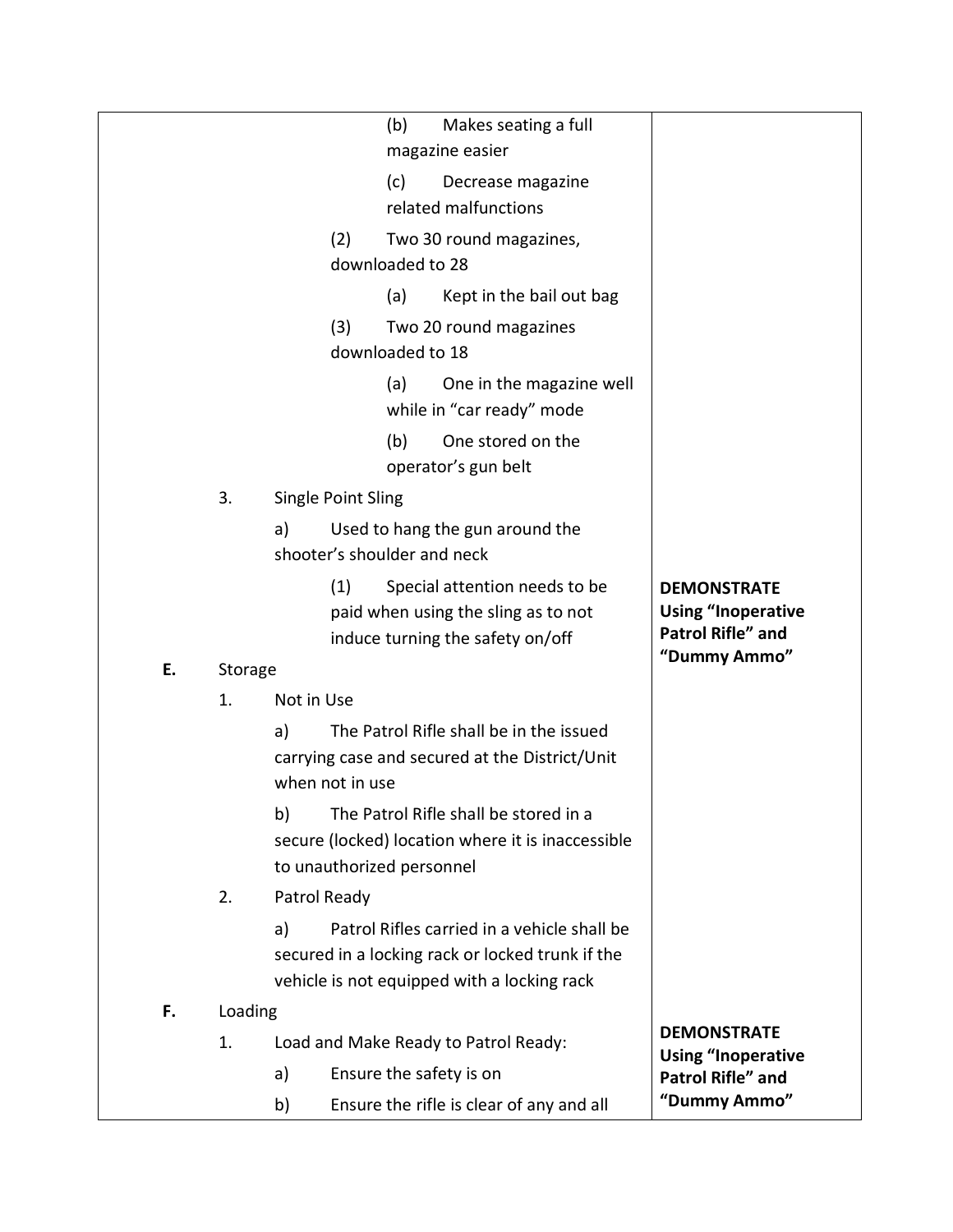| | |
|---|---|
| (b) Makes seating a full magazine easier | |
| (c) Decrease magazine related malfunctions | |
| (2) Two 30 round magazines, downloaded to 28 | |
| (a) Kept in the bail out bag | |
| (3) Two 20 round magazines downloaded to 18 | |
| (a) One in the magazine well while in "car ready" mode | |
| (b) One stored on the operator's gun belt | |
| 3. Single Point Sling | |
| a) Used to hang the gun around the shooter's shoulder and neck | |
| (1) Special attention needs to be paid when using the sling as to not induce turning the safety on/off | **DEMONSTRATE Using "Inoperative Patrol Rifle" and "Dummy Ammo"** |
| **E.** Storage | |
| 1. Not in Use | |
| a) The Patrol Rifle shall be in the issued carrying case and secured at the District/Unit when not in use | |
| b) The Patrol Rifle shall be stored in a secure (locked) location where it is inaccessible to unauthorized personnel | |
| 2. Patrol Ready | |
| a) Patrol Rifles carried in a vehicle shall be secured in a locking rack or locked trunk if the vehicle is not equipped with a locking rack | |
| **F.** Loading | |
| 1. Load and Make Ready to Patrol Ready: | **DEMONSTRATE Using "Inoperative Patrol Rifle" and "Dummy Ammo"** |
| a) Ensure the safety is on | |
| b) Ensure the rifle is clear of any and all | |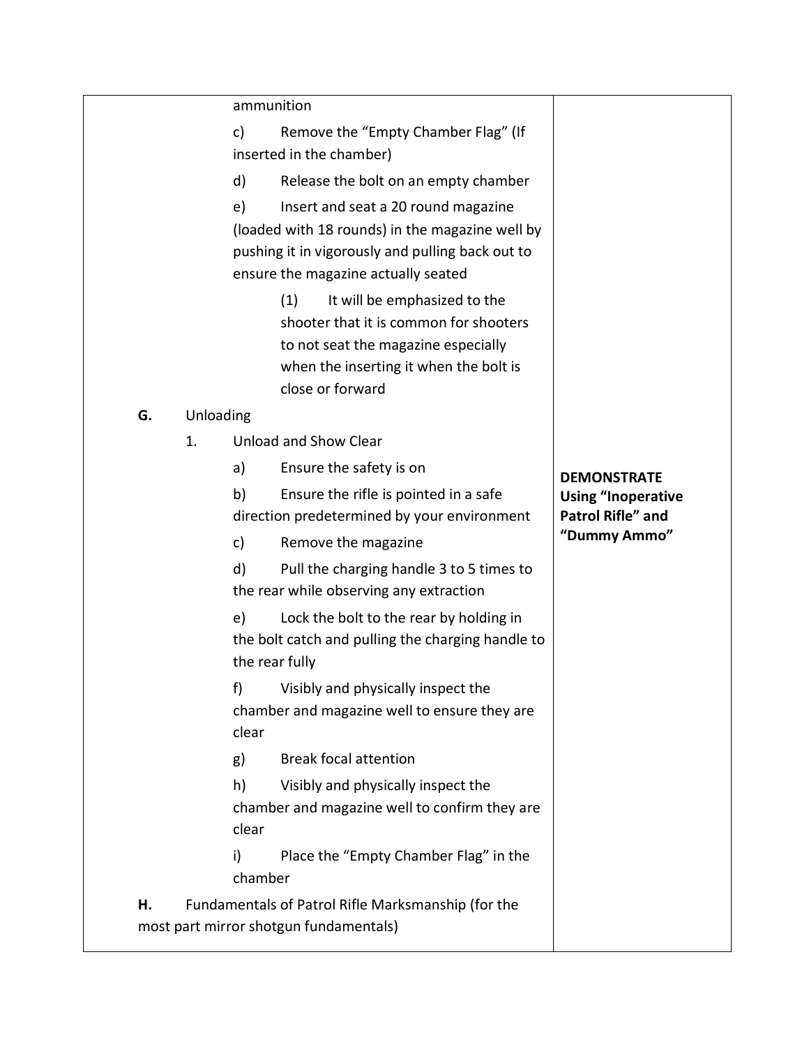| | |
|---|---|
| ammunition<br><br>c) Remove the "Empty Chamber Flag" (If inserted in the chamber)<br><br>d) Release the bolt on an empty chamber<br><br>e) Insert and seat a 20 round magazine (loaded with 18 rounds) in the magazine well by pushing it in vigorously and pulling back out to ensure the magazine actually seated<br><br>(1) It will be emphasized to the shooter that it is common for shooters to not seat the magazine especially when the inserting it when the bolt is close or forward<br><br>**G.** Unloading<br><br>1. Unload and Show Clear<br><br>a) Ensure the safety is on<br><br>b) Ensure the rifle is pointed in a safe direction predetermined by your environment<br><br>c) Remove the magazine<br><br>d) Pull the charging handle 3 to 5 times to the rear while observing any extraction<br><br>e) Lock the bolt to the rear by holding in the bolt catch and pulling the charging handle to the rear fully<br><br>f) Visibly and physically inspect the chamber and magazine well to ensure they are clear<br><br>g) Break focal attention<br><br>h) Visibly and physically inspect the chamber and magazine well to confirm they are clear<br><br>i) Place the "Empty Chamber Flag" in the chamber<br><br>**H.** Fundamentals of Patrol Rifle Marksmanship (for the most part mirror shotgun fundamentals) | **DEMONSTRATE Using "Inoperative Patrol Rifle" and "Dummy Ammo"** |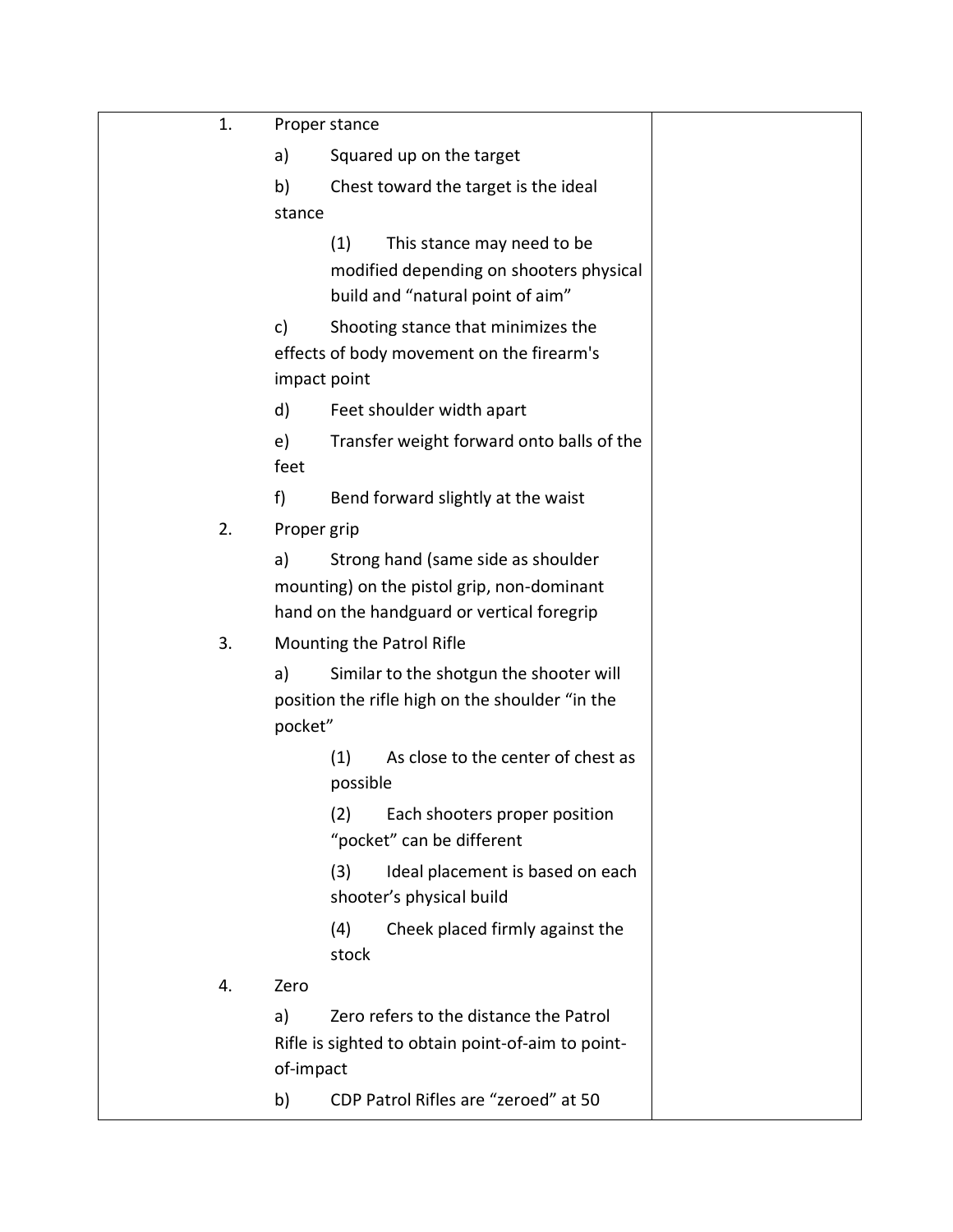1. Proper stance
   a) Squared up on the target
   b) Chest toward the target is the ideal stance
      (1) This stance may need to be modified depending on shooters physical build and "natural point of aim"
   c) Shooting stance that minimizes the effects of body movement on the firearm's impact point
   d) Feet shoulder width apart
   e) Transfer weight forward onto balls of the feet
   f) Bend forward slightly at the waist
2. Proper grip
   a) Strong hand (same side as shoulder mounting) on the pistol grip, non-dominant hand on the handguard or vertical foregrip
3. Mounting the Patrol Rifle
   a) Similar to the shotgun the shooter will position the rifle high on the shoulder "in the pocket"
      (1) As close to the center of chest as possible
      (2) Each shooters proper position "pocket" can be different
      (3) Ideal placement is based on each shooter's physical build
      (4) Cheek placed firmly against the stock
4. Zero
   a) Zero refers to the distance the Patrol Rifle is sighted to obtain point-of-aim to point-of-impact
   b) CDP Patrol Rifles are "zeroed" at 50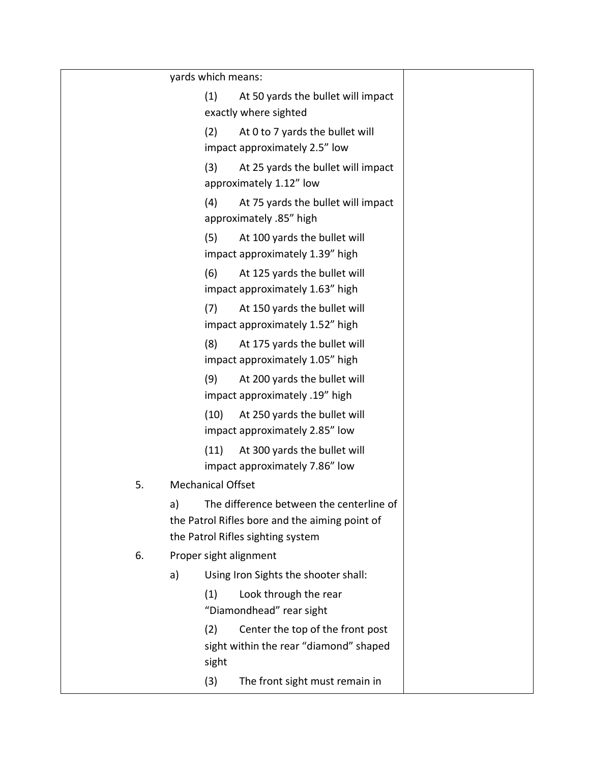yards which means:

(1) At 50 yards the bullet will impact exactly where sighted

(2) At 0 to 7 yards the bullet will impact approximately 2.5” low

(3) At 25 yards the bullet will impact approximately 1.12” low

(4) At 75 yards the bullet will impact approximately .85” high

(5) At 100 yards the bullet will impact approximately 1.39” high

(6) At 125 yards the bullet will impact approximately 1.63” high

(7) At 150 yards the bullet will impact approximately 1.52” high

(8) At 175 yards the bullet will impact approximately 1.05” high

(9) At 200 yards the bullet will impact approximately .19” high

(10) At 250 yards the bullet will impact approximately 2.85” low

(11) At 300 yards the bullet will impact approximately 7.86” low

5. Mechanical Offset

a) The difference between the centerline of the Patrol Rifles bore and the aiming point of the Patrol Rifles sighting system

6. Proper sight alignment

a) Using Iron Sights the shooter shall:

(1) Look through the rear “Diamondhead” rear sight

(2) Center the top of the front post sight within the rear “diamond” shaped sight

(3) The front sight must remain in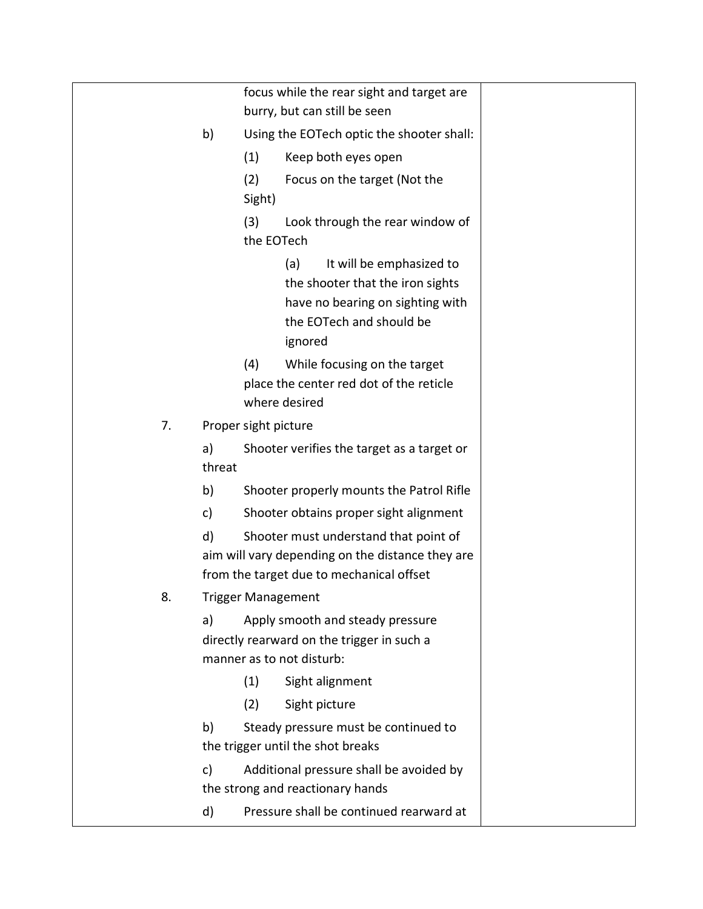| | |
|---|---|
| focus while the rear sight and target are burry, but can still be seen<br><br>b) Using the EOTech optic the shooter shall:<br><br>(1) Keep both eyes open<br><br>(2) Focus on the target (Not the Sight)<br><br>(3) Look through the rear window of the EOTech<br><br>(a) It will be emphasized to the shooter that the iron sights have no bearing on sighting with the EOTech and should be ignored<br><br>(4) While focusing on the target place the center red dot of the reticle where desired<br><br>7. Proper sight picture<br><br>a) Shooter verifies the target as a target or threat<br><br>b) Shooter properly mounts the Patrol Rifle<br><br>c) Shooter obtains proper sight alignment<br><br>d) Shooter must understand that point of aim will vary depending on the distance they are from the target due to mechanical offset<br><br>8. Trigger Management<br><br>a) Apply smooth and steady pressure directly rearward on the trigger in such a manner as to not disturb:<br><br>(1) Sight alignment<br><br>(2) Sight picture<br><br>b) Steady pressure must be continued to the trigger until the shot breaks<br><br>c) Additional pressure shall be avoided by the strong and reactionary hands<br><br>d) Pressure shall be continued rearward at | |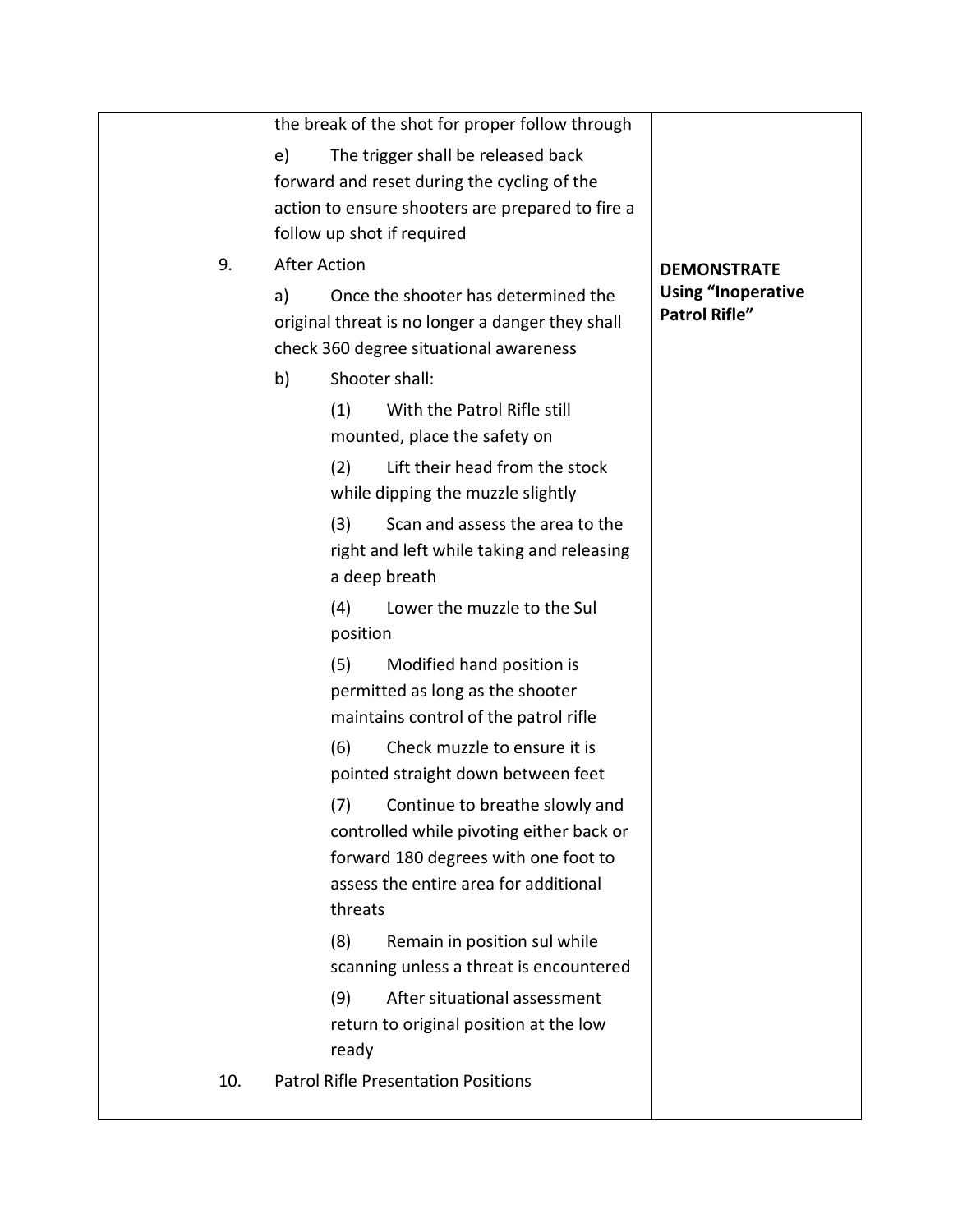| | |
|---|---|
| the break of the shot for proper follow through<br><br>e) The trigger shall be released back forward and reset during the cycling of the action to ensure shooters are prepared to fire a follow up shot if required | |
| 9. After Action<br><br>a) Once the shooter has determined the original threat is no longer a danger they shall check 360 degree situational awareness<br><br>b) Shooter shall:<br><br>(1) With the Patrol Rifle still mounted, place the safety on<br><br>(2) Lift their head from the stock while dipping the muzzle slightly<br><br>(3) Scan and assess the area to the right and left while taking and releasing a deep breath<br><br>(4) Lower the muzzle to the Sul position<br><br>(5) Modified hand position is permitted as long as the shooter maintains control of the patrol rifle<br><br>(6) Check muzzle to ensure it is pointed straight down between feet<br><br>(7) Continue to breathe slowly and controlled while pivoting either back or forward 180 degrees with one foot to assess the entire area for additional threats<br><br>(8) Remain in position sul while scanning unless a threat is encountered<br><br>(9) After situational assessment return to original position at the low ready | **DEMONSTRATE Using "Inoperative Patrol Rifle"** |
| 10. Patrol Rifle Presentation Positions | |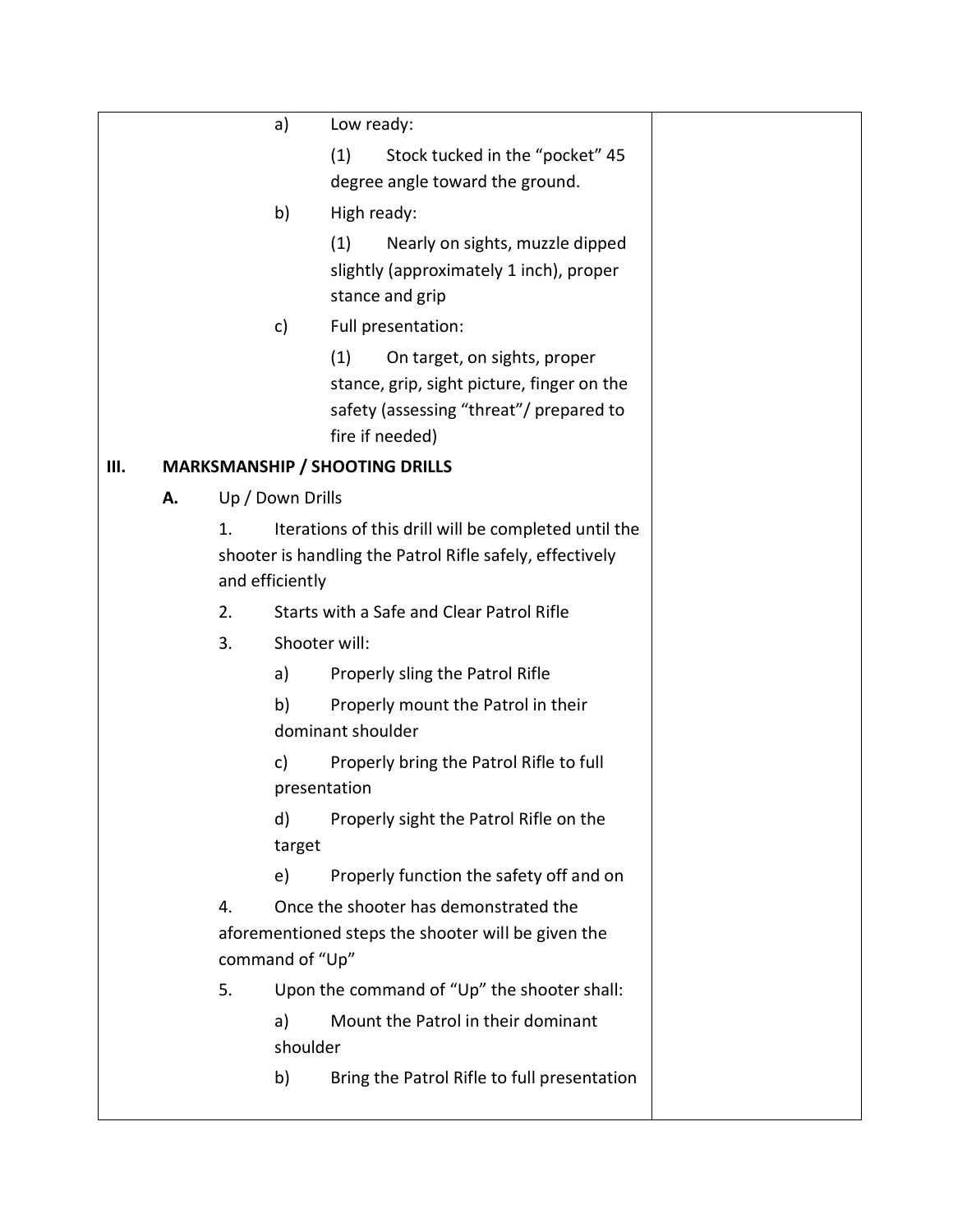a) Low ready:

(1) Stock tucked in the "pocket" 45 degree angle toward the ground.

b) High ready:

(1) Nearly on sights, muzzle dipped slightly (approximately 1 inch), proper stance and grip

c) Full presentation:

(1) On target, on sights, proper stance, grip, sight picture, finger on the safety (assessing "threat"/ prepared to fire if needed)

## III. MARKSMANSHIP / SHOOTING DRILLS

### A. Up / Down Drills

1. Iterations of this drill will be completed until the shooter is handling the Patrol Rifle safely, effectively and efficiently

2. Starts with a Safe and Clear Patrol Rifle

3. Shooter will:

   a) Properly sling the Patrol Rifle

   b) Properly mount the Patrol in their dominant shoulder

   c) Properly bring the Patrol Rifle to full presentation

   d) Properly sight the Patrol Rifle on the target

   e) Properly function the safety off and on

4. Once the shooter has demonstrated the aforementioned steps the shooter will be given the command of "Up"

5. Upon the command of "Up" the shooter shall:

   a) Mount the Patrol in their dominant shoulder

   b) Bring the Patrol Rifle to full presentation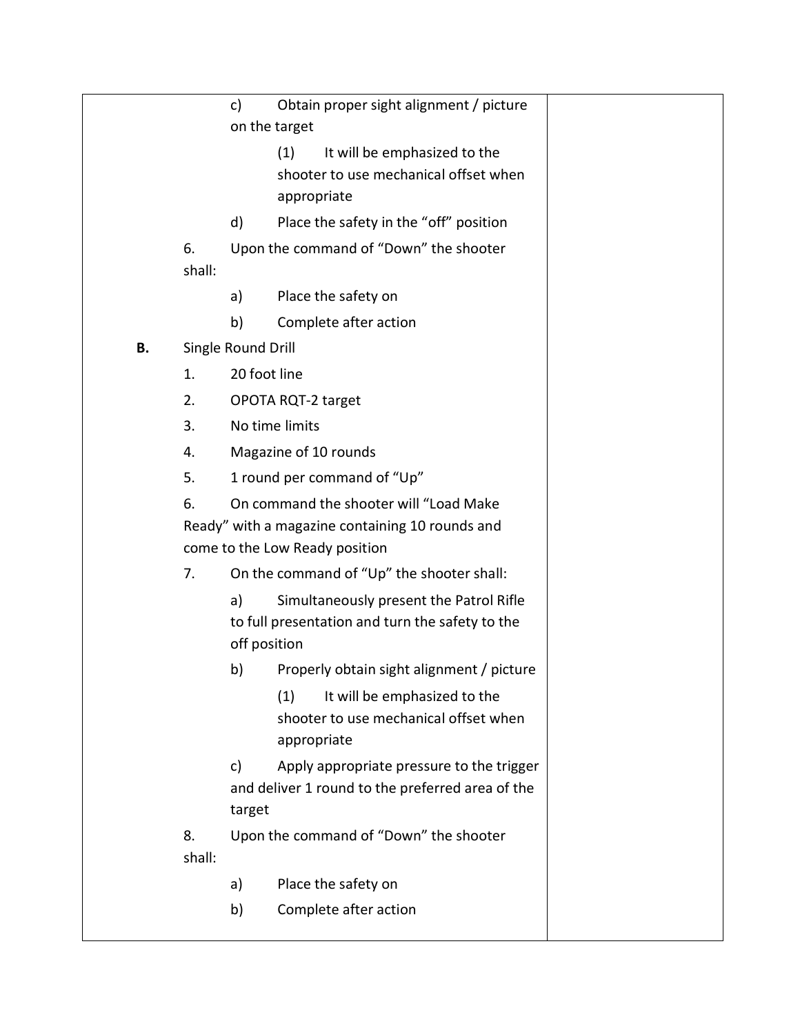| | |
|---|---|
| c) Obtain proper sight alignment / picture on the target<br>(1) It will be emphasized to the shooter to use mechanical offset when appropriate<br>d) Place the safety in the "off" position<br>6. Upon the command of "Down" the shooter shall:<br>a) Place the safety on<br>b) Complete after action<br>**B.** Single Round Drill<br>1. 20 foot line<br>2. OPOTA RQT-2 target<br>3. No time limits<br>4. Magazine of 10 rounds<br>5. 1 round per command of "Up"<br>6. On command the shooter will "Load Make Ready" with a magazine containing 10 rounds and come to the Low Ready position<br>7. On the command of "Up" the shooter shall:<br>a) Simultaneously present the Patrol Rifle to full presentation and turn the safety to the off position<br>b) Properly obtain sight alignment / picture<br>(1) It will be emphasized to the shooter to use mechanical offset when appropriate<br>c) Apply appropriate pressure to the trigger and deliver 1 round to the preferred area of the target<br>8. Upon the command of "Down" the shooter shall:<br>a) Place the safety on<br>b) Complete after action | |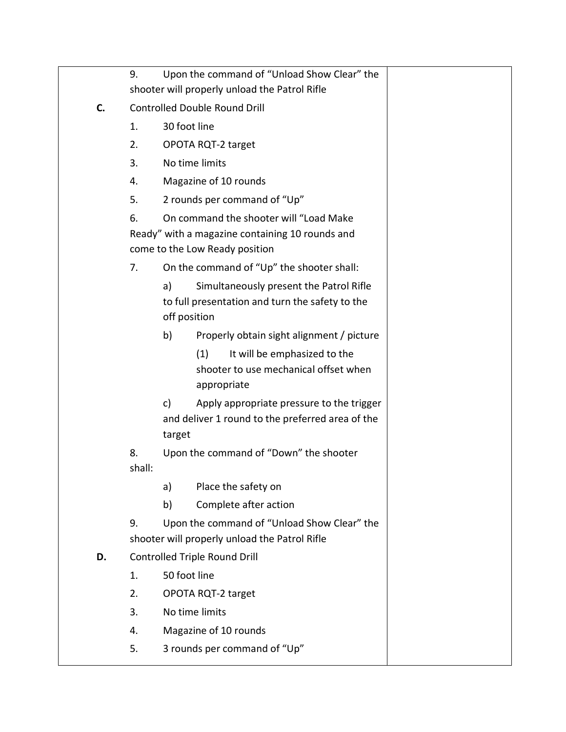9. Upon the command of "Unload Show Clear" the shooter will properly unload the Patrol Rifle

**C.** Controlled Double Round Drill

1. 30 foot line
2. OPOTA RQT-2 target
3. No time limits
4. Magazine of 10 rounds
5. 2 rounds per command of "Up"
6. On command the shooter will "Load Make Ready" with a magazine containing 10 rounds and come to the Low Ready position
7. On the command of "Up" the shooter shall:
   a) Simultaneously present the Patrol Rifle to full presentation and turn the safety to the off position
   b) Properly obtain sight alignment / picture
      (1) It will be emphasized to the shooter to use mechanical offset when appropriate
   c) Apply appropriate pressure to the trigger and deliver 1 round to the preferred area of the target
8. Upon the command of "Down" the shooter shall:
   a) Place the safety on
   b) Complete after action
9. Upon the command of "Unload Show Clear" the shooter will properly unload the Patrol Rifle

**D.** Controlled Triple Round Drill

1. 50 foot line
2. OPOTA RQT-2 target
3. No time limits
4. Magazine of 10 rounds
5. 3 rounds per command of "Up"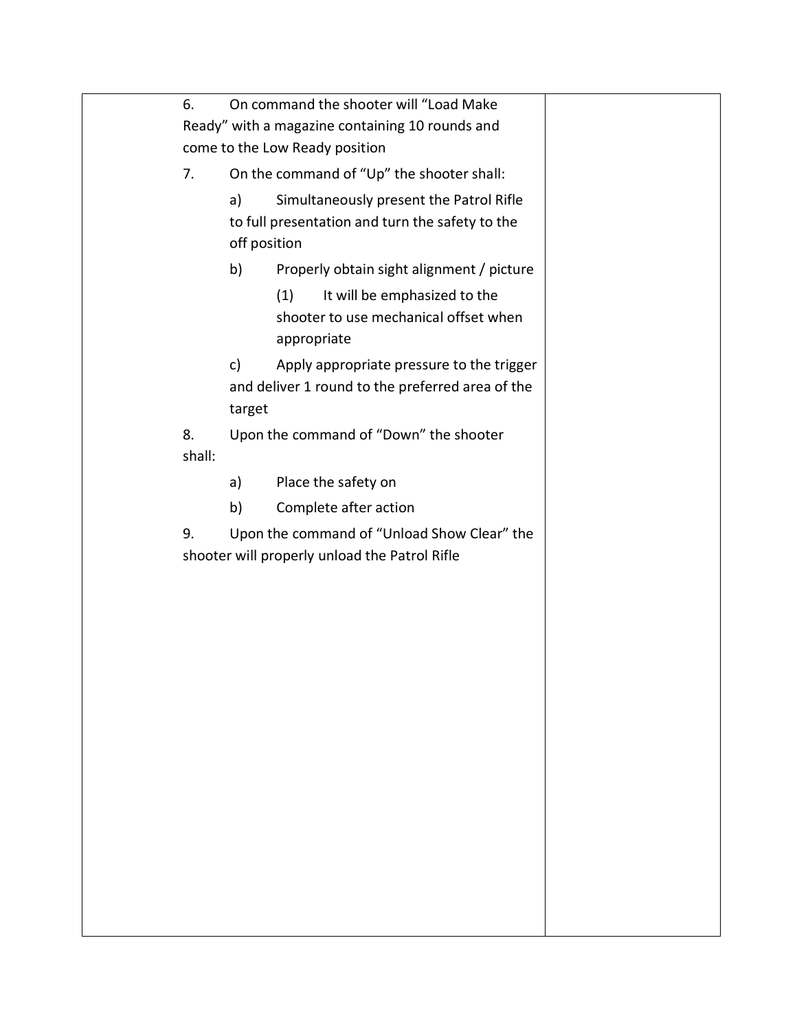| | |
|---|---|
| 6. On command the shooter will "Load Make Ready" with a magazine containing 10 rounds and come to the Low Ready position<br><br>7. On the command of "Up" the shooter shall:<br><br>a) Simultaneously present the Patrol Rifle to full presentation and turn the safety to the off position<br><br>b) Properly obtain sight alignment / picture<br><br>(1) It will be emphasized to the shooter to use mechanical offset when appropriate<br><br>c) Apply appropriate pressure to the trigger and deliver 1 round to the preferred area of the target<br><br>8. Upon the command of "Down" the shooter shall:<br><br>a) Place the safety on<br><br>b) Complete after action<br><br>9. Upon the command of "Unload Show Clear" the shooter will properly unload the Patrol Rifle | |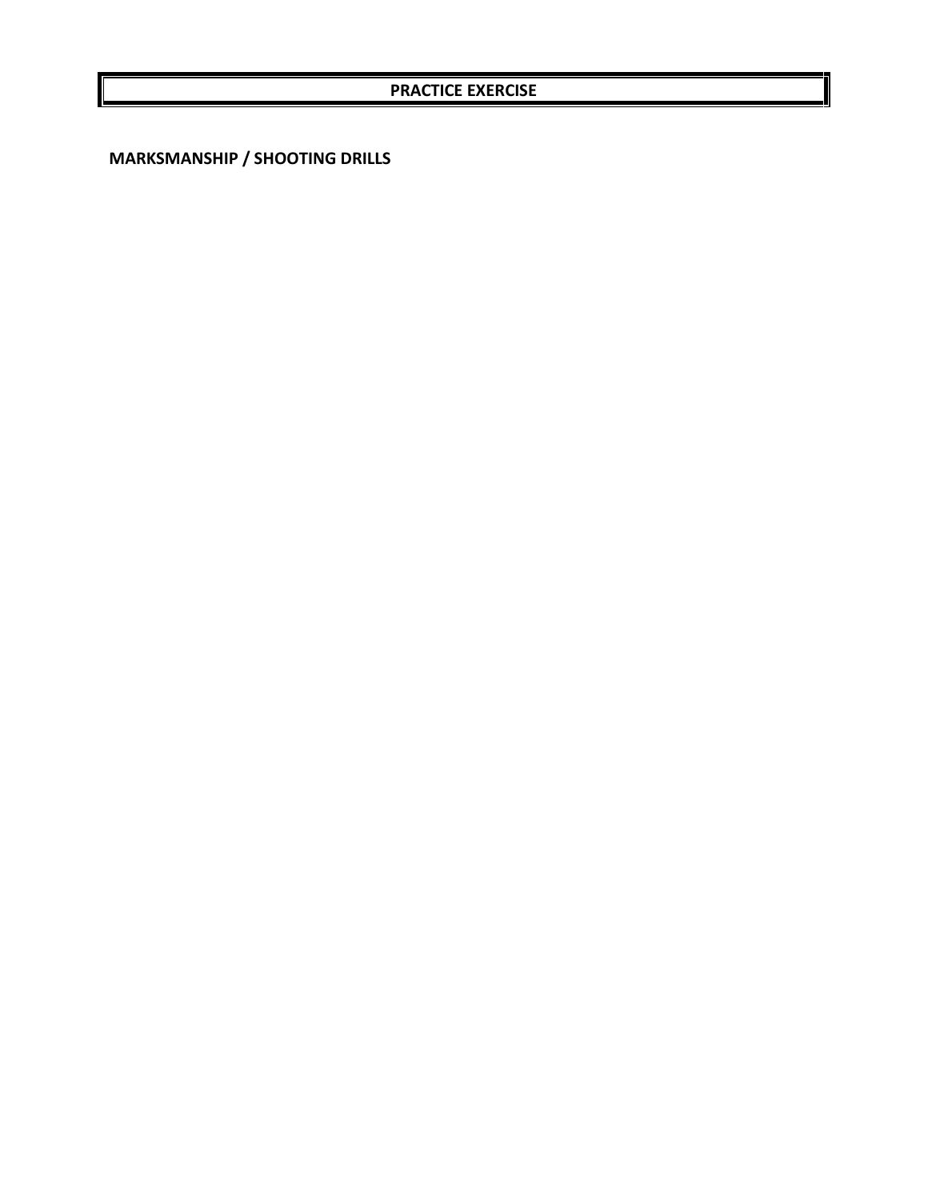# PRACTICE EXERCISE

**MARKSMANSHIP / SHOOTING DRILLS**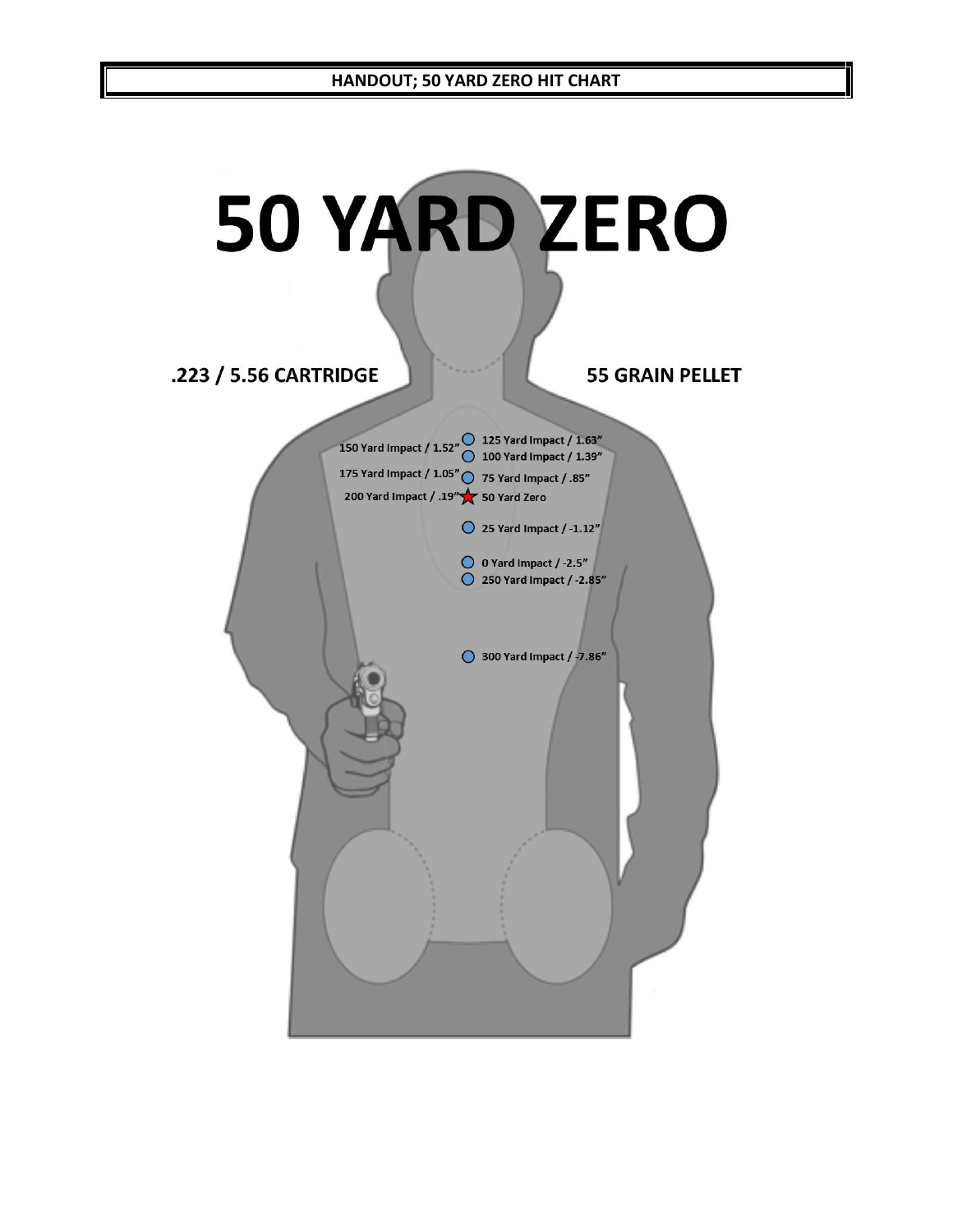**HANDOUT; 50 YARD ZERO HIT CHART**

# 50 YARD ZERO

.223 / 5.56 CARTRIDGE

55 GRAIN PELLET

150 Yard Impact / 1.52"

125 Yard Impact / 1.63"

100 Yard Impact / 1.39"

175 Yard Impact / 1.05"

75 Yard Impact / .85"

200 Yard Impact / .19"

50 Yard Zero

25 Yard Impact / -1.12"

0 Yard Impact / -2.5"

250 Yard Impact / -2.85"

300 Yard Impact / -7.86"